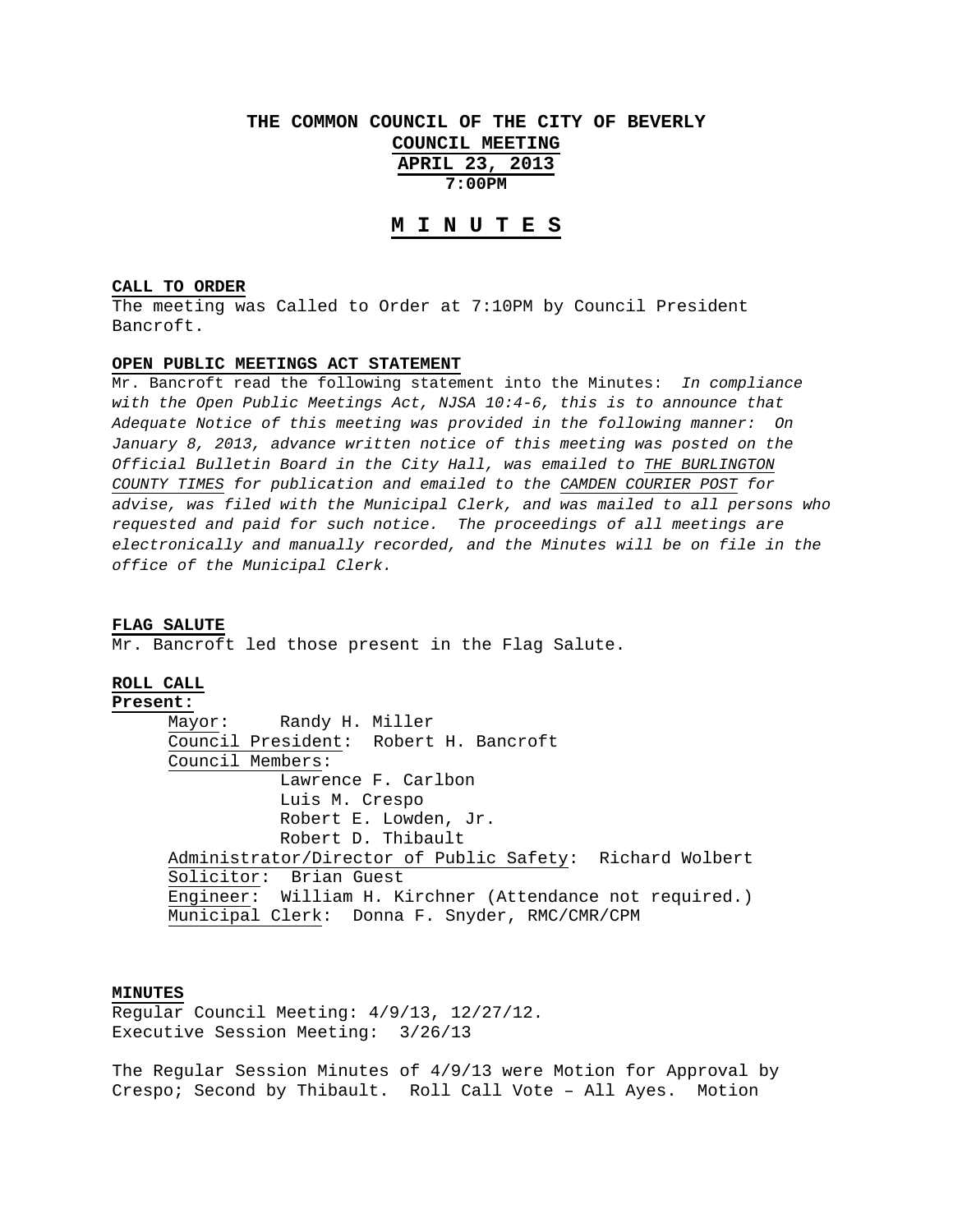# THE COMMON COUNCIL OF THE CITY OF BEVERLY

## COUNCIL MEETING

## APRIL 23, 2013

### 7:00PM

## M I N U T E S

**CALL TO ORDER**

The meeting was Called to Order at 7:10PM by Council President Bancroft.

**OPEN PUBLIC MEETINGS ACT STATEMENT**

Mr. Bancroft read the following statement into the Minutes: *In compliance with the Open Public Meetings Act, NJSA 10:4-6, this is to announce that Adequate Notice of this meeting was provided in the following manner: On January 8, 2013, advance written notice of this meeting was posted on the Official Bulletin Board in the City Hall, was emailed to THE BURLINGTON COUNTY TIMES for publication and emailed to the CAMDEN COURIER POST for advise, was filed with the Municipal Clerk, and was mailed to all persons who requested and paid for such notice. The proceedings of all meetings are electronically and manually recorded, and the Minutes will be on file in the office of the Municipal Clerk.*

**FLAG SALUTE**

Mr. Bancroft led those present in the Flag Salute.

**ROLL CALL**

**Present:**

Mayor: Randy H. Miller
Council President: Robert H. Bancroft
Council Members:
- Lawrence F. Carlbon
- Luis M. Crespo
- Robert E. Lowden, Jr.
- Robert D. Thibault

Administrator/Director of Public Safety: Richard Wolbert
Solicitor: Brian Guest
Engineer: William H. Kirchner (Attendance not required.)
Municipal Clerk: Donna F. Snyder, RMC/CMR/CPM

**MINUTES**

Regular Council Meeting: 4/9/13, 12/27/12.
Executive Session Meeting: 3/26/13

The Regular Session Minutes of 4/9/13 were Motion for Approval by Crespo; Second by Thibault. Roll Call Vote – All Ayes. Motion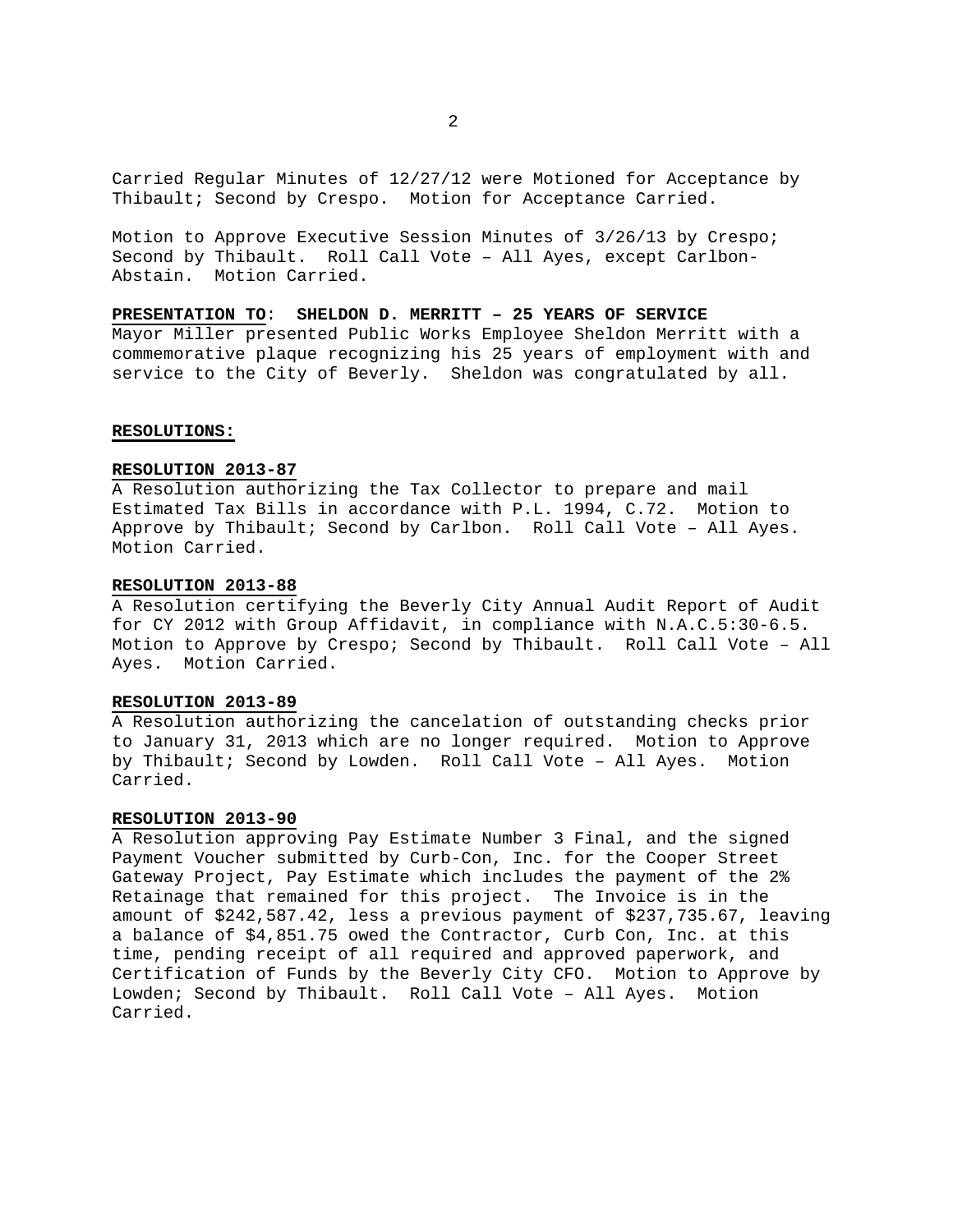Carried Regular Minutes of 12/27/12 were Motioned for Acceptance by Thibault; Second by Crespo. Motion for Acceptance Carried.

Motion to Approve Executive Session Minutes of 3/26/13 by Crespo; Second by Thibault. Roll Call Vote – All Ayes, except Carlbon-Abstain. Motion Carried.

**PRESENTATION TO: SHELDON D. MERRITT – 25 YEARS OF SERVICE**
Mayor Miller presented Public Works Employee Sheldon Merritt with a commemorative plaque recognizing his 25 years of employment with and service to the City of Beverly. Sheldon was congratulated by all.

**RESOLUTIONS:**

**RESOLUTION 2013-87**
A Resolution authorizing the Tax Collector to prepare and mail Estimated Tax Bills in accordance with P.L. 1994, C.72. Motion to Approve by Thibault; Second by Carlbon. Roll Call Vote – All Ayes. Motion Carried.

**RESOLUTION 2013-88**
A Resolution certifying the Beverly City Annual Audit Report of Audit for CY 2012 with Group Affidavit, in compliance with N.A.C.5:30-6.5. Motion to Approve by Crespo; Second by Thibault. Roll Call Vote – All Ayes. Motion Carried.

**RESOLUTION 2013-89**
A Resolution authorizing the cancelation of outstanding checks prior to January 31, 2013 which are no longer required. Motion to Approve by Thibault; Second by Lowden. Roll Call Vote – All Ayes. Motion Carried.

**RESOLUTION 2013-90**
A Resolution approving Pay Estimate Number 3 Final, and the signed Payment Voucher submitted by Curb-Con, Inc. for the Cooper Street Gateway Project, Pay Estimate which includes the payment of the 2% Retainage that remained for this project. The Invoice is in the amount of $242,587.42, less a previous payment of $237,735.67, leaving a balance of $4,851.75 owed the Contractor, Curb Con, Inc. at this time, pending receipt of all required and approved paperwork, and Certification of Funds by the Beverly City CFO. Motion to Approve by Lowden; Second by Thibault. Roll Call Vote – All Ayes. Motion Carried.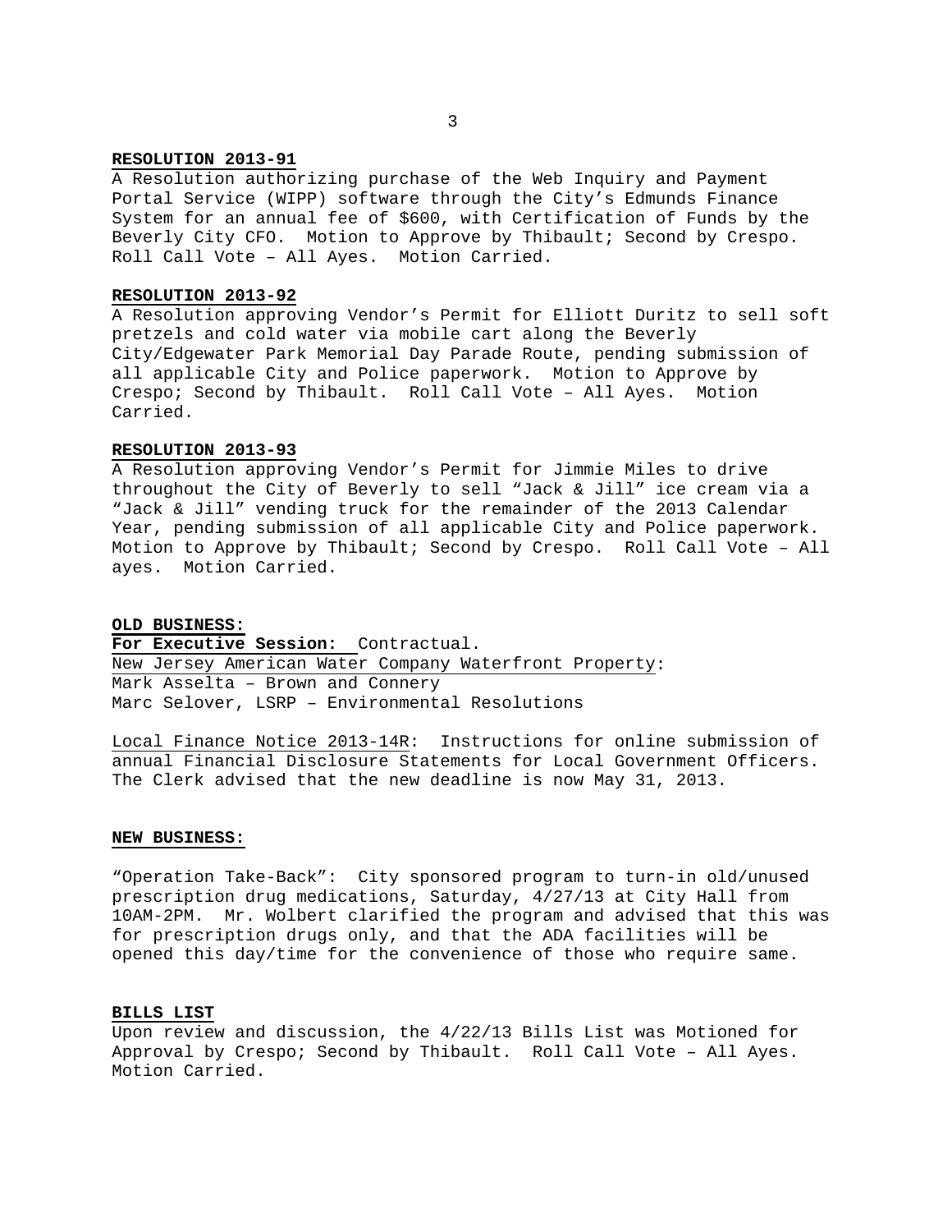**RESOLUTION 2013-91**

A Resolution authorizing purchase of the Web Inquiry and Payment Portal Service (WIPP) software through the City's Edmunds Finance System for an annual fee of $600, with Certification of Funds by the Beverly City CFO. Motion to Approve by Thibault; Second by Crespo. Roll Call Vote – All Ayes. Motion Carried.

**RESOLUTION 2013-92**

A Resolution approving Vendor's Permit for Elliott Duritz to sell soft pretzels and cold water via mobile cart along the Beverly City/Edgewater Park Memorial Day Parade Route, pending submission of all applicable City and Police paperwork. Motion to Approve by Crespo; Second by Thibault. Roll Call Vote – All Ayes. Motion Carried.

**RESOLUTION 2013-93**

A Resolution approving Vendor's Permit for Jimmie Miles to drive throughout the City of Beverly to sell "Jack & Jill" ice cream via a "Jack & Jill" vending truck for the remainder of the 2013 Calendar Year, pending submission of all applicable City and Police paperwork. Motion to Approve by Thibault; Second by Crespo. Roll Call Vote – All ayes. Motion Carried.

**OLD BUSINESS:**

**For Executive Session:** Contractual.
New Jersey American Water Company Waterfront Property:
Mark Asselta – Brown and Connery
Marc Selover, LSRP – Environmental Resolutions

Local Finance Notice 2013-14R: Instructions for online submission of annual Financial Disclosure Statements for Local Government Officers. The Clerk advised that the new deadline is now May 31, 2013.

**NEW BUSINESS:**

"Operation Take-Back": City sponsored program to turn-in old/unused prescription drug medications, Saturday, 4/27/13 at City Hall from 10AM-2PM. Mr. Wolbert clarified the program and advised that this was for prescription drugs only, and that the ADA facilities will be opened this day/time for the convenience of those who require same.

**BILLS LIST**

Upon review and discussion, the 4/22/13 Bills List was Motioned for Approval by Crespo; Second by Thibault. Roll Call Vote – All Ayes. Motion Carried.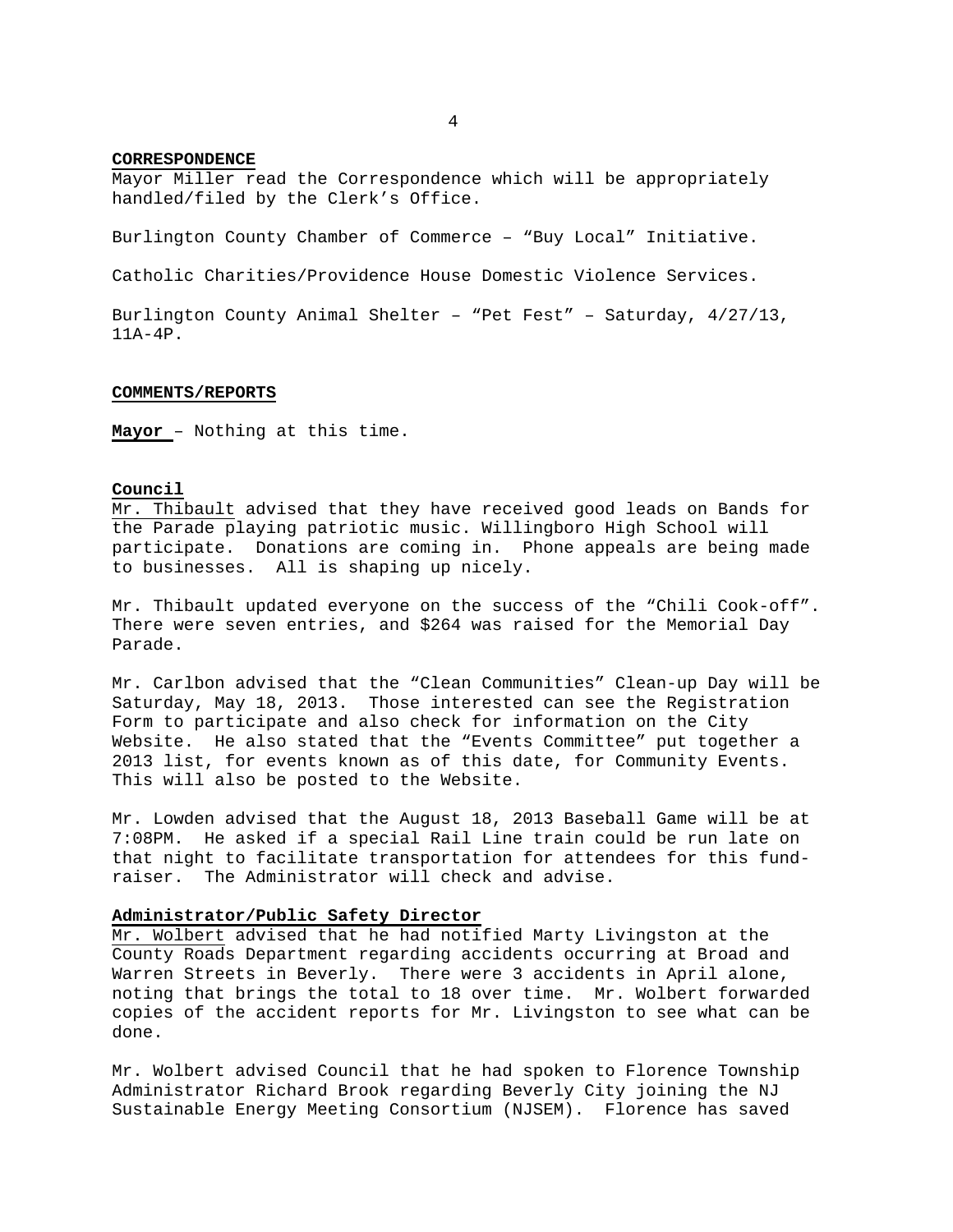**CORRESPONDENCE**

Mayor Miller read the Correspondence which will be appropriately handled/filed by the Clerk's Office.

Burlington County Chamber of Commerce – "Buy Local" Initiative.

Catholic Charities/Providence House Domestic Violence Services.

Burlington County Animal Shelter – "Pet Fest" – Saturday, 4/27/13, 11A-4P.

**COMMENTS/REPORTS**

**Mayor** – Nothing at this time.

**Council**

Mr. Thibault advised that they have received good leads on Bands for the Parade playing patriotic music. Willingboro High School will participate. Donations are coming in. Phone appeals are being made to businesses. All is shaping up nicely.

Mr. Thibault updated everyone on the success of the "Chili Cook-off". There were seven entries, and $264 was raised for the Memorial Day Parade.

Mr. Carlbon advised that the "Clean Communities" Clean-up Day will be Saturday, May 18, 2013. Those interested can see the Registration Form to participate and also check for information on the City Website. He also stated that the "Events Committee" put together a 2013 list, for events known as of this date, for Community Events. This will also be posted to the Website.

Mr. Lowden advised that the August 18, 2013 Baseball Game will be at 7:08PM. He asked if a special Rail Line train could be run late on that night to facilitate transportation for attendees for this fund-raiser. The Administrator will check and advise.

**Administrator/Public Safety Director**

Mr. Wolbert advised that he had notified Marty Livingston at the County Roads Department regarding accidents occurring at Broad and Warren Streets in Beverly. There were 3 accidents in April alone, noting that brings the total to 18 over time. Mr. Wolbert forwarded copies of the accident reports for Mr. Livingston to see what can be done.

Mr. Wolbert advised Council that he had spoken to Florence Township Administrator Richard Brook regarding Beverly City joining the NJ Sustainable Energy Meeting Consortium (NJSEM). Florence has saved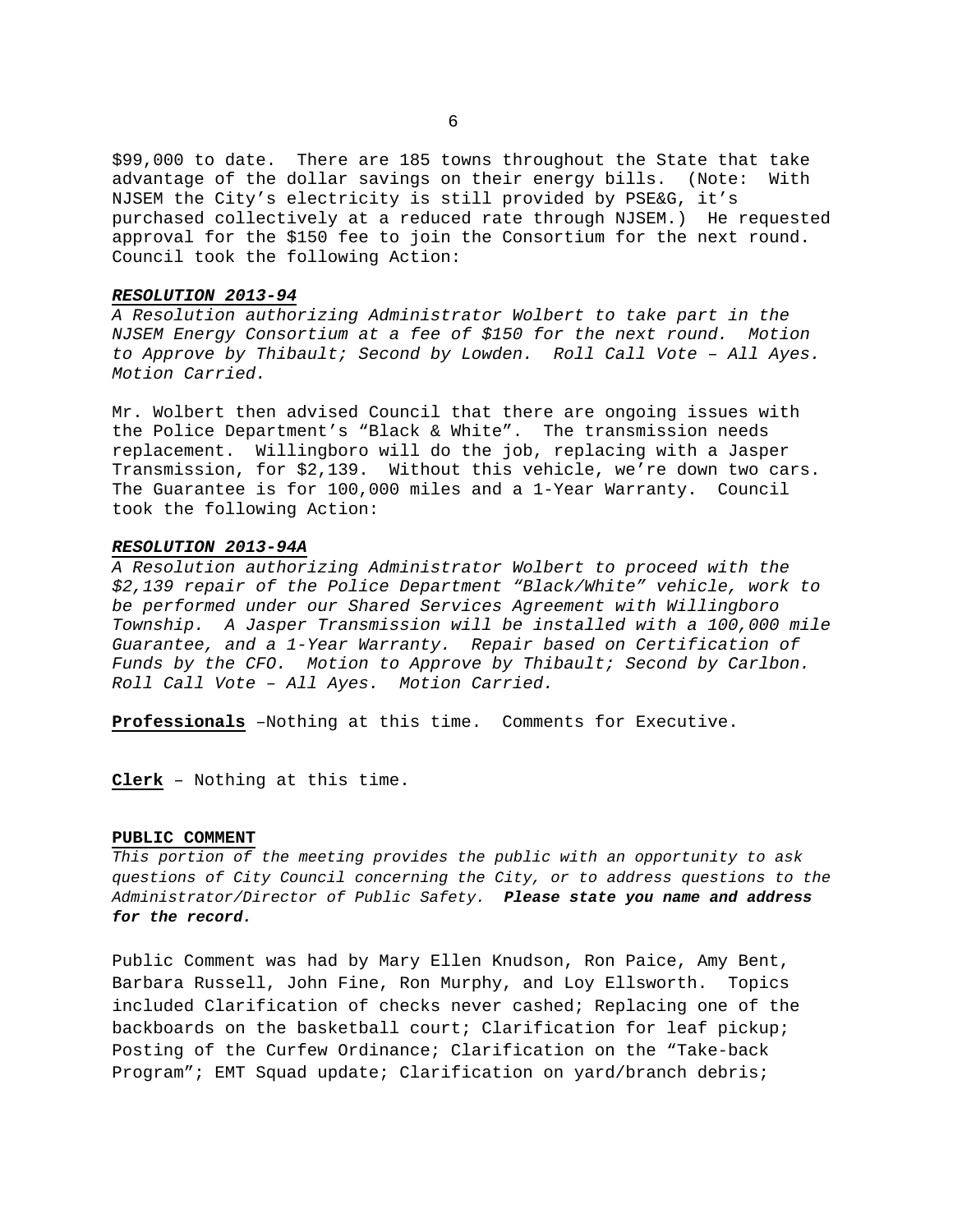$99,000 to date. There are 185 towns throughout the State that take advantage of the dollar savings on their energy bills. (Note: With NJSEM the City's electricity is still provided by PSE&G, it's purchased collectively at a reduced rate through NJSEM.) He requested approval for the $150 fee to join the Consortium for the next round. Council took the following Action:

***RESOLUTION 2013-94***

*A Resolution authorizing Administrator Wolbert to take part in the NJSEM Energy Consortium at a fee of $150 for the next round. Motion to Approve by Thibault; Second by Lowden. Roll Call Vote – All Ayes. Motion Carried.*

Mr. Wolbert then advised Council that there are ongoing issues with the Police Department's "Black & White". The transmission needs replacement. Willingboro will do the job, replacing with a Jasper Transmission, for $2,139. Without this vehicle, we're down two cars. The Guarantee is for 100,000 miles and a 1-Year Warranty. Council took the following Action:

***RESOLUTION 2013-94A***

*A Resolution authorizing Administrator Wolbert to proceed with the $2,139 repair of the Police Department "Black/White" vehicle, work to be performed under our Shared Services Agreement with Willingboro Township. A Jasper Transmission will be installed with a 100,000 mile Guarantee, and a 1-Year Warranty. Repair based on Certification of Funds by the CFO. Motion to Approve by Thibault; Second by Carlbon. Roll Call Vote – All Ayes. Motion Carried.*

**Professionals** –Nothing at this time. Comments for Executive.

**Clerk** – Nothing at this time.

**PUBLIC COMMENT**

*This portion of the meeting provides the public with an opportunity to ask questions of City Council concerning the City, or to address questions to the Administrator/Director of Public Safety.* ***Please state you name and address for the record.***

Public Comment was had by Mary Ellen Knudson, Ron Paice, Amy Bent, Barbara Russell, John Fine, Ron Murphy, and Loy Ellsworth. Topics included Clarification of checks never cashed; Replacing one of the backboards on the basketball court; Clarification for leaf pickup; Posting of the Curfew Ordinance; Clarification on the "Take-back Program"; EMT Squad update; Clarification on yard/branch debris;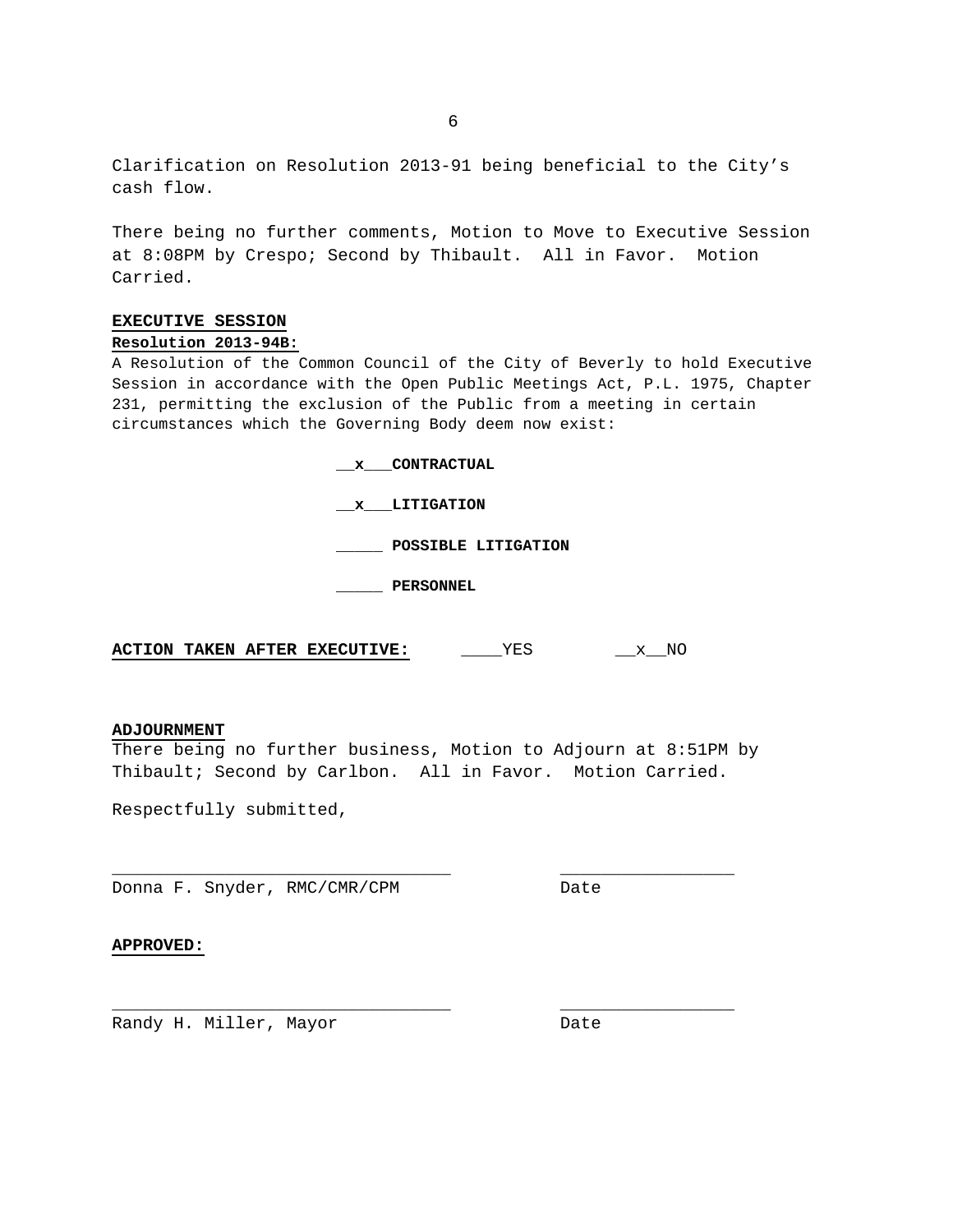Clarification on Resolution 2013-91 being beneficial to the City's cash flow.

There being no further comments, Motion to Move to Executive Session at 8:08PM by Crespo; Second by Thibault. All in Favor. Motion Carried.

**EXECUTIVE SESSION**

**Resolution 2013-94B:**

A Resolution of the Common Council of the City of Beverly to hold Executive Session in accordance with the Open Public Meetings Act, P.L. 1975, Chapter 231, permitting the exclusion of the Public from a meeting in certain circumstances which the Governing Body deem now exist:

**__x___CONTRACTUAL**

**__x___LITIGATION**

**_____ POSSIBLE LITIGATION**

**_____ PERSONNEL**

**ACTION TAKEN AFTER EXECUTIVE:** ____YES __x__NO

**ADJOURNMENT**

There being no further business, Motion to Adjourn at 8:51PM by Thibault; Second by Carlbon. All in Favor. Motion Carried.

Respectfully submitted,

_________________________________ _________________

Donna F. Snyder, RMC/CMR/CPM Date

**APPROVED:**

_________________________________ _________________

Randy H. Miller, Mayor Date